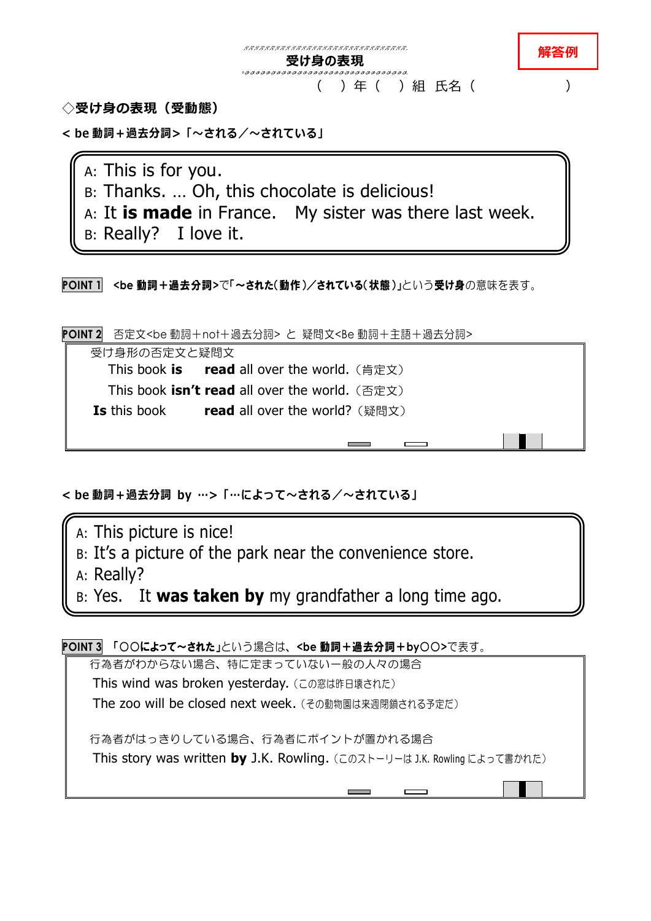# 受け身の表現

解答例

（　　）年（　　）組　氏名（　　　　　　　　）

## ◇受け身の表現（受動態）

**< be 動詞＋過去分詞>「～される／～されている」**

A: This is for you.
B: Thanks. … Oh, this chocolate is delicious!
A: It **is made** in France.　My sister was there last week.
B: Really?　I love it.

**POINT 1**　**<be 動詞＋過去分詞>**で**「～された(動作)／されている(状態)」**という**受け身**の意味を表す。

**POINT 2**　否定文<be 動詞＋not＋過去分詞> と 疑問文<Be 動詞＋主語＋過去分詞>

受け身形の否定文と疑問文

This book **is** **read** all over the world.（肯定文）

This book **isn't read** all over the world.（否定文）

**Is** this book **read** all over the world?（疑問文）

**< be 動詞＋過去分詞 by …>「…によって～される／～されている」**

A: This picture is nice!
B: It's a picture of the park near the convenience store.
A: Really?
B: Yes.　It **was taken by** my grandfather a long time ago.

**POINT 3**　「**〇〇によって～された**」という場合は、**<be 動詞＋過去分詞＋by〇〇>**で表す。

行為者がわからない場合、特に定まっていない一般の人々の場合

This wind was broken yesterday.（この窓は昨日壊された）

The zoo will be closed next week.（その動物園は来週閉鎖される予定だ）

行為者がはっきりしている場合、行為者にポイントが置かれる場合

This story was written **by** J.K. Rowling.（このストーリーは J.K. Rowling によって書かれた）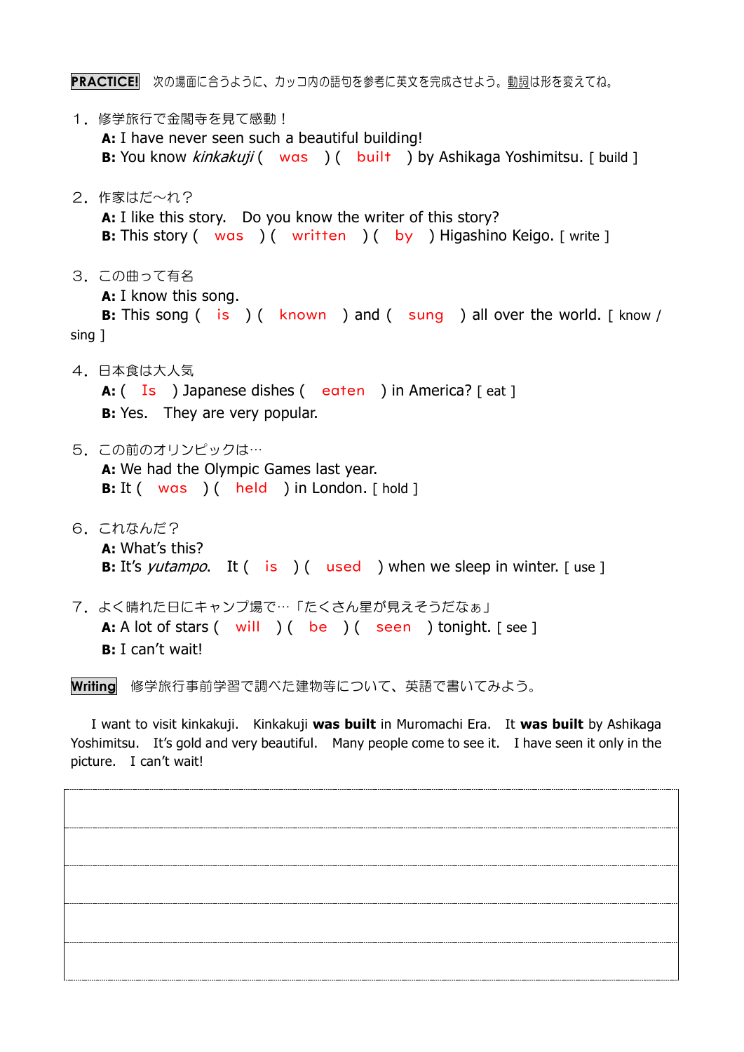**PRACTICE!**　次の場面に合うように、カッコ内の語句を参考に英文を完成させよう。動詞は形を変えてね。

1．修学旅行で金閣寺を見て感動！

**A:** I have never seen such a beautiful building!
**B:** You know *kinkakuji* (　was　) (　built　) by Ashikaga Yoshimitsu. [ build ]

2．作家はだ〜れ？

**A:** I like this story.　Do you know the writer of this story?
**B:** This story (　was　) (　written　) (　by　) Higashino Keigo. [ write ]

3．この曲って有名

**A:** I know this song.
**B:** This song (　is　) (　known　) and (　sung　) all over the world. [ know / sing ]

4．日本食は大人気

**A:** (　Is　) Japanese dishes (　eaten　) in America? [ eat ]
**B:** Yes.　They are very popular.

5．この前のオリンピックは…

**A:** We had the Olympic Games last year.
**B:** It (　was　) (　held　) in London. [ hold ]

6．これなんだ？

**A:** What's this?
**B:** It's *yutampo*.　It (　is　) (　used　) when we sleep in winter. [ use ]

7．よく晴れた日にキャンプ場で…「たくさん星が見えそうだなぁ」

**A:** A lot of stars (　will　) (　be　) (　seen　) tonight. [ see ]
**B:** I can't wait!

**Writing**　修学旅行事前学習で調べた建物等について、英語で書いてみよう。

I want to visit kinkakuji.　Kinkakuji **was built** in Muromachi Era.　It **was built** by Ashikaga Yoshimitsu.　It's gold and very beautiful.　Many people come to see it.　I have seen it only in the picture.　I can't wait!